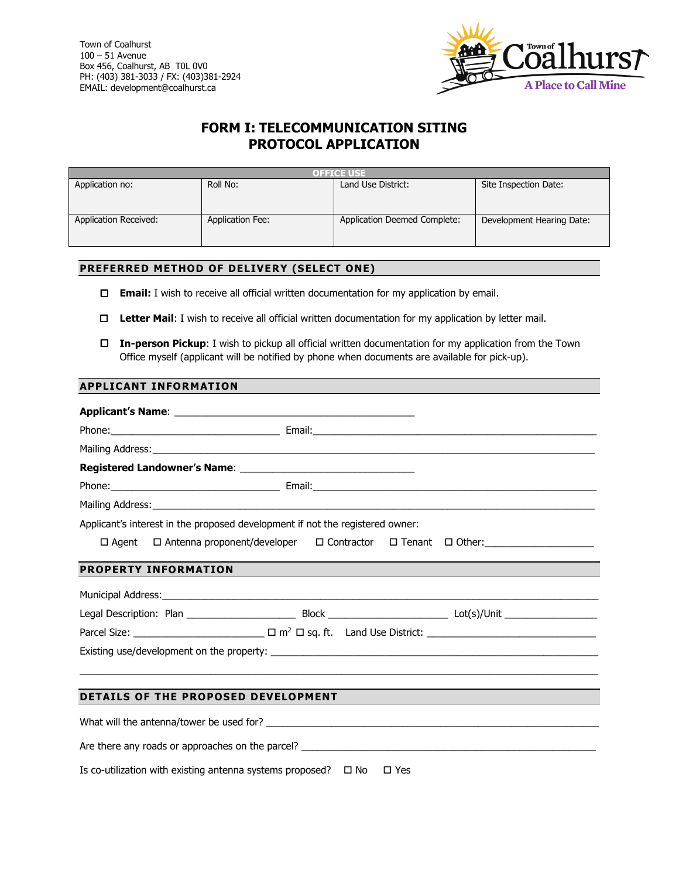Town of Coalhurst
100 – 51 Avenue
Box 456, Coalhurst, AB T0L 0V0
PH: (403) 381-3033 / FX: (403)381-2924
EMAIL: development@coalhurst.ca

# FORM I: TELECOMMUNICATION SITING PROTOCOL APPLICATION

| OFFICE USE | | | |
|---|---|---|---|
| Application no: | Roll No: | Land Use District: | Site Inspection Date: |
| Application Received: | Application Fee: | Application Deemed Complete: | Development Hearing Date: |

## PREFERRED METHOD OF DELIVERY (SELECT ONE)

- ☐ **Email:** I wish to receive all official written documentation for my application by email.
- ☐ **Letter Mail**: I wish to receive all official written documentation for my application by letter mail.
- ☐ **In-person Pickup**: I wish to pickup all official written documentation for my application from the Town Office myself (applicant will be notified by phone when documents are available for pick-up).

## APPLICANT INFORMATION

**Applicant's Name**: ___________________________________________

Phone:______________________________ Email:_______________________________________________________

Mailing Address:_______________________________________________________________________________

**Registered Landowner's Name**: ________________________________

Phone:______________________________ Email:_______________________________________________________

Mailing Address:_______________________________________________________________________________

Applicant's interest in the proposed development if not the registered owner:

☐ Agent ☐ Antenna proponent/developer ☐ Contractor ☐ Tenant ☐ Other:____________________

## PROPERTY INFORMATION

Municipal Address:_____________________________________________________________________________

Legal Description: Plan ____________________ Block ______________________ Lot(s)/Unit _________________

Parcel Size: ________________________ ☐ $m^2$ ☐ sq. ft. Land Use District: ________________________________

Existing use/development on the property: ______________________________________________________________

_____________________________________________________________________________________________

## DETAILS OF THE PROPOSED DEVELOPMENT

What will the antenna/tower be used for? _________________________________________________________________

Are there any roads or approaches on the parcel? ___________________________________________________________

Is co-utilization with existing antenna systems proposed? ☐ No ☐ Yes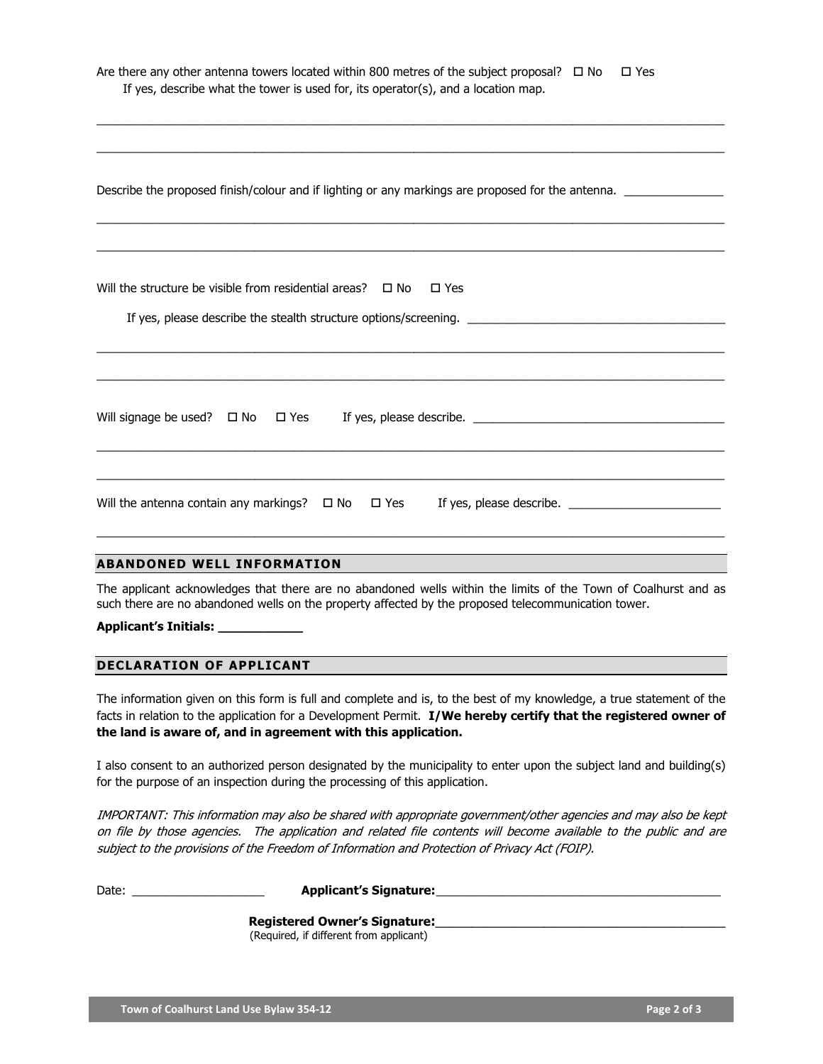Are there any other antenna towers located within 800 metres of the subject proposal? ☐ No ☐ Yes

If yes, describe what the tower is used for, its operator(s), and a location map.

\_\_\_\_\_\_\_\_\_\_\_\_\_\_\_\_\_\_\_\_\_\_\_\_\_\_\_\_\_\_\_\_\_\_\_\_\_\_\_\_\_\_\_\_\_\_\_\_\_\_\_\_\_\_\_\_\_\_\_\_\_\_\_\_\_\_\_\_\_\_\_\_\_\_\_\_\_\_

\_\_\_\_\_\_\_\_\_\_\_\_\_\_\_\_\_\_\_\_\_\_\_\_\_\_\_\_\_\_\_\_\_\_\_\_\_\_\_\_\_\_\_\_\_\_\_\_\_\_\_\_\_\_\_\_\_\_\_\_\_\_\_\_\_\_\_\_\_\_\_\_\_\_\_\_\_\_

Describe the proposed finish/colour and if lighting or any markings are proposed for the antenna. \_\_\_\_\_\_\_\_\_\_\_\_\_\_\_

\_\_\_\_\_\_\_\_\_\_\_\_\_\_\_\_\_\_\_\_\_\_\_\_\_\_\_\_\_\_\_\_\_\_\_\_\_\_\_\_\_\_\_\_\_\_\_\_\_\_\_\_\_\_\_\_\_\_\_\_\_\_\_\_\_\_\_\_\_\_\_\_\_\_\_\_\_\_

\_\_\_\_\_\_\_\_\_\_\_\_\_\_\_\_\_\_\_\_\_\_\_\_\_\_\_\_\_\_\_\_\_\_\_\_\_\_\_\_\_\_\_\_\_\_\_\_\_\_\_\_\_\_\_\_\_\_\_\_\_\_\_\_\_\_\_\_\_\_\_\_\_\_\_\_\_\_

Will the structure be visible from residential areas? ☐ No ☐ Yes

If yes, please describe the stealth structure options/screening. \_\_\_\_\_\_\_\_\_\_\_\_\_\_\_\_\_\_\_\_\_\_\_\_\_\_\_\_\_\_\_\_\_\_\_\_\_\_\_

\_\_\_\_\_\_\_\_\_\_\_\_\_\_\_\_\_\_\_\_\_\_\_\_\_\_\_\_\_\_\_\_\_\_\_\_\_\_\_\_\_\_\_\_\_\_\_\_\_\_\_\_\_\_\_\_\_\_\_\_\_\_\_\_\_\_\_\_\_\_\_\_\_\_\_\_\_\_

\_\_\_\_\_\_\_\_\_\_\_\_\_\_\_\_\_\_\_\_\_\_\_\_\_\_\_\_\_\_\_\_\_\_\_\_\_\_\_\_\_\_\_\_\_\_\_\_\_\_\_\_\_\_\_\_\_\_\_\_\_\_\_\_\_\_\_\_\_\_\_\_\_\_\_\_\_\_

Will signage be used? ☐ No ☐ Yes If yes, please describe. \_\_\_\_\_\_\_\_\_\_\_\_\_\_\_\_\_\_\_\_\_\_\_\_\_\_\_\_\_\_\_\_\_\_\_\_\_\_

\_\_\_\_\_\_\_\_\_\_\_\_\_\_\_\_\_\_\_\_\_\_\_\_\_\_\_\_\_\_\_\_\_\_\_\_\_\_\_\_\_\_\_\_\_\_\_\_\_\_\_\_\_\_\_\_\_\_\_\_\_\_\_\_\_\_\_\_\_\_\_\_\_\_\_\_\_\_

\_\_\_\_\_\_\_\_\_\_\_\_\_\_\_\_\_\_\_\_\_\_\_\_\_\_\_\_\_\_\_\_\_\_\_\_\_\_\_\_\_\_\_\_\_\_\_\_\_\_\_\_\_\_\_\_\_\_\_\_\_\_\_\_\_\_\_\_\_\_\_\_\_\_\_\_\_\_

Will the antenna contain any markings? ☐ No ☐ Yes If yes, please describe. \_\_\_\_\_\_\_\_\_\_\_\_\_\_\_\_\_\_\_\_\_\_\_\_

\_\_\_\_\_\_\_\_\_\_\_\_\_\_\_\_\_\_\_\_\_\_\_\_\_\_\_\_\_\_\_\_\_\_\_\_\_\_\_\_\_\_\_\_\_\_\_\_\_\_\_\_\_\_\_\_\_\_\_\_\_\_\_\_\_\_\_\_\_\_\_\_\_\_\_\_\_\_

## ABANDONED WELL INFORMATION

The applicant acknowledges that there are no abandoned wells within the limits of the Town of Coalhurst and as such there are no abandoned wells on the property affected by the proposed telecommunication tower.

**Applicant's Initials: \_\_\_\_\_\_\_\_\_\_\_\_**

## DECLARATION OF APPLICANT

The information given on this form is full and complete and is, to the best of my knowledge, a true statement of the facts in relation to the application for a Development Permit. **I/We hereby certify that the registered owner of the land is aware of, and in agreement with this application.**

I also consent to an authorized person designated by the municipality to enter upon the subject land and building(s) for the purpose of an inspection during the processing of this application.

*IMPORTANT: This information may also be shared with appropriate government/other agencies and may also be kept on file by those agencies. The application and related file contents will become available to the public and are subject to the provisions of the Freedom of Information and Protection of Privacy Act (FOIP).*

Date: \_\_\_\_\_\_\_\_\_\_\_\_\_\_\_\_\_\_\_\_ **Applicant's Signature:**\_\_\_\_\_\_\_\_\_\_\_\_\_\_\_\_\_\_\_\_\_\_\_\_\_\_\_\_\_\_\_\_\_\_\_\_\_\_\_\_\_\_\_

**Registered Owner's Signature:**\_\_\_\_\_\_\_\_\_\_\_\_\_\_\_\_\_\_\_\_\_\_\_\_\_\_\_\_\_\_\_\_\_\_\_\_\_\_\_\_\_\_
(Required, if different from applicant)